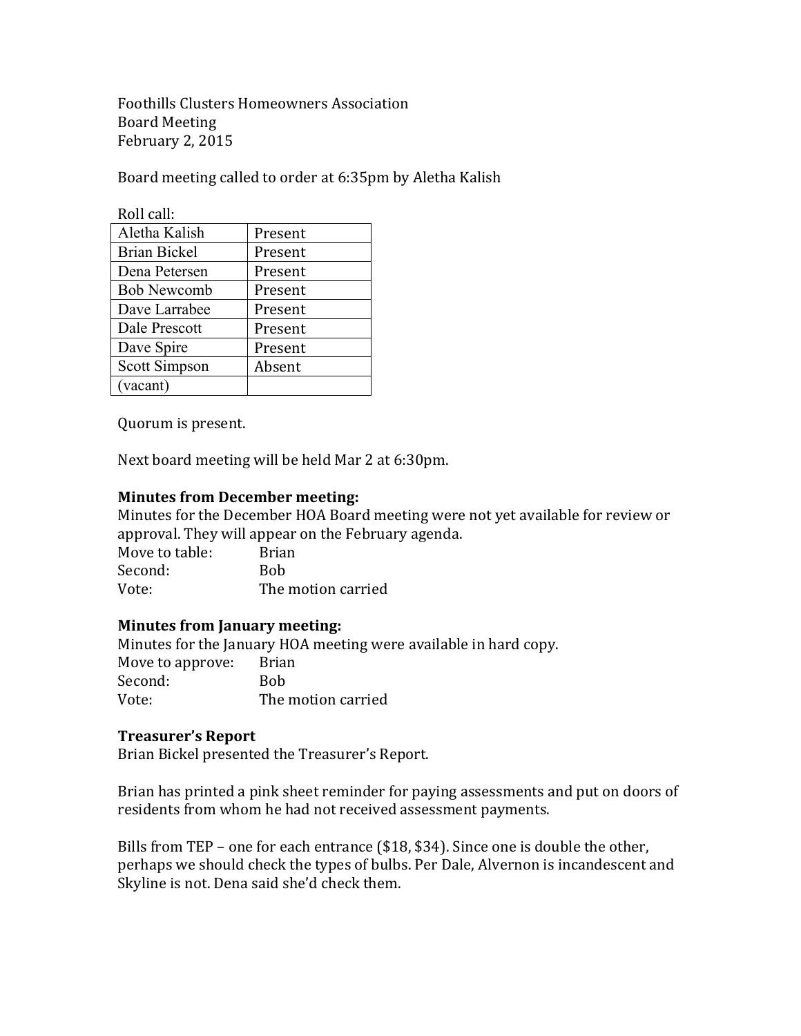Foothills Clusters Homeowners Association
Board Meeting
February 2, 2015

Board meeting called to order at 6:35pm by Aletha Kalish

Roll call:

| | |
|---|---|
| Aletha Kalish | Present |
| Brian Bickel | Present |
| Dena Petersen | Present |
| Bob Newcomb | Present |
| Dave Larrabee | Present |
| Dale Prescott | Present |
| Dave Spire | Present |
| Scott Simpson | Absent |
| (vacant) | |

Quorum is present.

Next board meeting will be held Mar 2 at 6:30pm.

**Minutes from December meeting:**
Minutes for the December HOA Board meeting were not yet available for review or approval. They will appear on the February agenda.

Move to table: Brian
Second: Bob
Vote: The motion carried

**Minutes from January meeting:**
Minutes for the January HOA meeting were available in hard copy.

Move to approve: Brian
Second: Bob
Vote: The motion carried

**Treasurer's Report**
Brian Bickel presented the Treasurer's Report.

Brian has printed a pink sheet reminder for paying assessments and put on doors of residents from whom he had not received assessment payments.

Bills from TEP – one for each entrance ($18, $34). Since one is double the other, perhaps we should check the types of bulbs. Per Dale, Alvernon is incandescent and Skyline is not. Dena said she'd check them.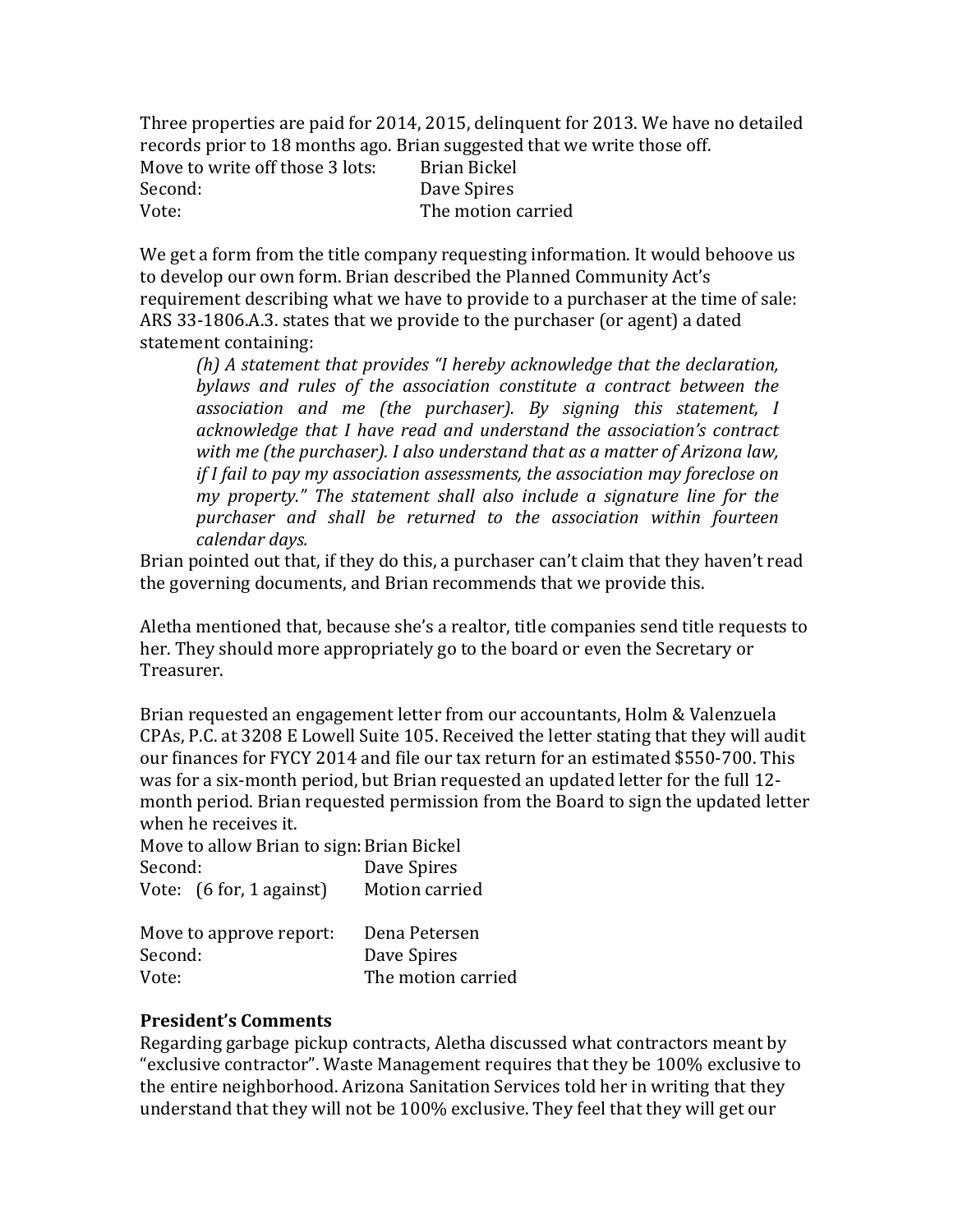Three properties are paid for 2014, 2015, delinquent for 2013. We have no detailed records prior to 18 months ago. Brian suggested that we write those off.

| | |
|---|---|
| Move to write off those 3 lots: | Brian Bickel |
| Second: | Dave Spires |
| Vote: | The motion carried |

We get a form from the title company requesting information. It would behoove us to develop our own form. Brian described the Planned Community Act's requirement describing what we have to provide to a purchaser at the time of sale: ARS 33-1806.A.3. states that we provide to the purchaser (or agent) a dated statement containing:

> *(h) A statement that provides "I hereby acknowledge that the declaration, bylaws and rules of the association constitute a contract between the association and me (the purchaser). By signing this statement, I acknowledge that I have read and understand the association's contract with me (the purchaser). I also understand that as a matter of Arizona law, if I fail to pay my association assessments, the association may foreclose on my property." The statement shall also include a signature line for the purchaser and shall be returned to the association within fourteen calendar days.*

Brian pointed out that, if they do this, a purchaser can't claim that they haven't read the governing documents, and Brian recommends that we provide this.

Aletha mentioned that, because she's a realtor, title companies send title requests to her. They should more appropriately go to the board or even the Secretary or Treasurer.

Brian requested an engagement letter from our accountants, Holm & Valenzuela CPAs, P.C. at 3208 E Lowell Suite 105. Received the letter stating that they will audit our finances for FYCY 2014 and file our tax return for an estimated $550-700. This was for a six-month period, but Brian requested an updated letter for the full 12-month period. Brian requested permission from the Board to sign the updated letter when he receives it.

| | |
|---|---|
| Move to allow Brian to sign: | Brian Bickel |
| Second: | Dave Spires |
| Vote: (6 for, 1 against) | Motion carried |

| | |
|---|---|
| Move to approve report: | Dena Petersen |
| Second: | Dave Spires |
| Vote: | The motion carried |

### President's Comments

Regarding garbage pickup contracts, Aletha discussed what contractors meant by "exclusive contractor". Waste Management requires that they be 100% exclusive to the entire neighborhood. Arizona Sanitation Services told her in writing that they understand that they will not be 100% exclusive. They feel that they will get our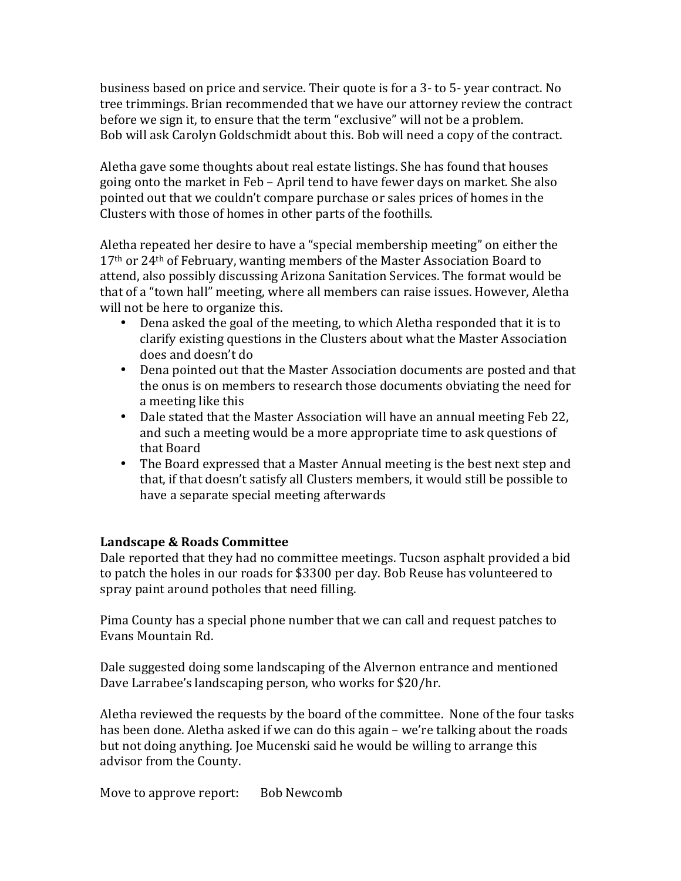business based on price and service. Their quote is for a 3- to 5- year contract. No tree trimmings. Brian recommended that we have our attorney review the contract before we sign it, to ensure that the term "exclusive" will not be a problem. Bob will ask Carolyn Goldschmidt about this. Bob will need a copy of the contract.

Aletha gave some thoughts about real estate listings. She has found that houses going onto the market in Feb – April tend to have fewer days on market. She also pointed out that we couldn't compare purchase or sales prices of homes in the Clusters with those of homes in other parts of the foothills.

Aletha repeated her desire to have a "special membership meeting" on either the 17th or 24th of February, wanting members of the Master Association Board to attend, also possibly discussing Arizona Sanitation Services. The format would be that of a "town hall" meeting, where all members can raise issues. However, Aletha will not be here to organize this.

- Dena asked the goal of the meeting, to which Aletha responded that it is to clarify existing questions in the Clusters about what the Master Association does and doesn't do
- Dena pointed out that the Master Association documents are posted and that the onus is on members to research those documents obviating the need for a meeting like this
- Dale stated that the Master Association will have an annual meeting Feb 22, and such a meeting would be a more appropriate time to ask questions of that Board
- The Board expressed that a Master Annual meeting is the best next step and that, if that doesn't satisfy all Clusters members, it would still be possible to have a separate special meeting afterwards

**Landscape & Roads Committee**

Dale reported that they had no committee meetings. Tucson asphalt provided a bid to patch the holes in our roads for $3300 per day. Bob Reuse has volunteered to spray paint around potholes that need filling.

Pima County has a special phone number that we can call and request patches to Evans Mountain Rd.

Dale suggested doing some landscaping of the Alvernon entrance and mentioned Dave Larrabee's landscaping person, who works for $20/hr.

Aletha reviewed the requests by the board of the committee. None of the four tasks has been done. Aletha asked if we can do this again – we're talking about the roads but not doing anything. Joe Mucenski said he would be willing to arrange this advisor from the County.

Move to approve report: Bob Newcomb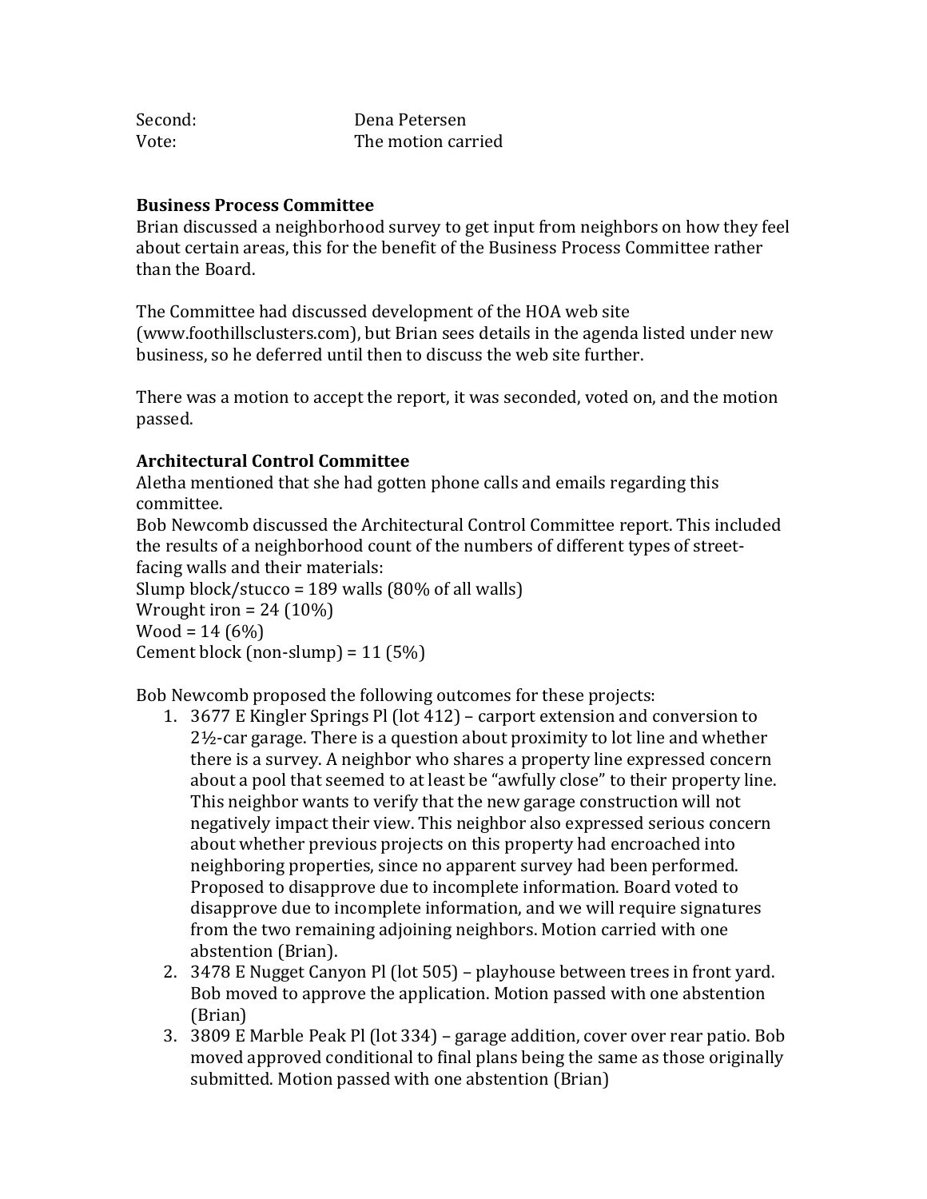| | |
|---|---|
| Second: | Dena Petersen |
| Vote: | The motion carried |

**Business Process Committee**
Brian discussed a neighborhood survey to get input from neighbors on how they feel about certain areas, this for the benefit of the Business Process Committee rather than the Board.

The Committee had discussed development of the HOA web site (www.foothillsclusters.com), but Brian sees details in the agenda listed under new business, so he deferred until then to discuss the web site further.

There was a motion to accept the report, it was seconded, voted on, and the motion passed.

**Architectural Control Committee**
Aletha mentioned that she had gotten phone calls and emails regarding this committee.
Bob Newcomb discussed the Architectural Control Committee report. This included the results of a neighborhood count of the numbers of different types of street-facing walls and their materials:
Slump block/stucco = 189 walls (80% of all walls)
Wrought iron = 24 (10%)
Wood = 14 (6%)
Cement block (non-slump) = 11 (5%)

Bob Newcomb proposed the following outcomes for these projects:

1. 3677 E Kingler Springs Pl (lot 412) – carport extension and conversion to 2½-car garage. There is a question about proximity to lot line and whether there is a survey. A neighbor who shares a property line expressed concern about a pool that seemed to at least be “awfully close” to their property line. This neighbor wants to verify that the new garage construction will not negatively impact their view. This neighbor also expressed serious concern about whether previous projects on this property had encroached into neighboring properties, since no apparent survey had been performed. Proposed to disapprove due to incomplete information. Board voted to disapprove due to incomplete information, and we will require signatures from the two remaining adjoining neighbors. Motion carried with one abstention (Brian).
2. 3478 E Nugget Canyon Pl (lot 505) – playhouse between trees in front yard. Bob moved to approve the application. Motion passed with one abstention (Brian)
3. 3809 E Marble Peak Pl (lot 334) – garage addition, cover over rear patio. Bob moved approved conditional to final plans being the same as those originally submitted. Motion passed with one abstention (Brian)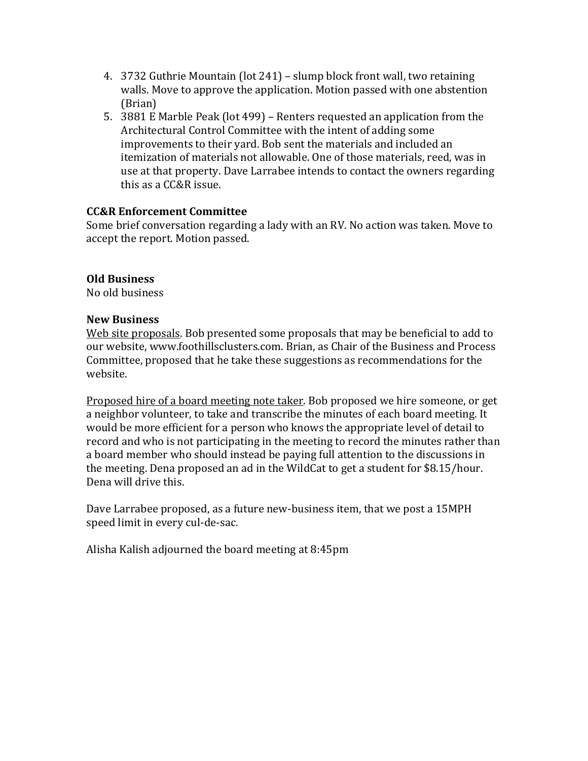4. 3732 Guthrie Mountain (lot 241) – slump block front wall, two retaining walls. Move to approve the application. Motion passed with one abstention (Brian)
5. 3881 E Marble Peak (lot 499) – Renters requested an application from the Architectural Control Committee with the intent of adding some improvements to their yard. Bob sent the materials and included an itemization of materials not allowable. One of those materials, reed, was in use at that property. Dave Larrabee intends to contact the owners regarding this as a CC&R issue.

**CC&R Enforcement Committee**
Some brief conversation regarding a lady with an RV. No action was taken. Move to accept the report. Motion passed.

**Old Business**
No old business

**New Business**
<u>Web site proposals</u>. Bob presented some proposals that may be beneficial to add to our website, www.foothillsclusters.com. Brian, as Chair of the Business and Process Committee, proposed that he take these suggestions as recommendations for the website.

<u>Proposed hire of a board meeting note taker</u>. Bob proposed we hire someone, or get a neighbor volunteer, to take and transcribe the minutes of each board meeting. It would be more efficient for a person who knows the appropriate level of detail to record and who is not participating in the meeting to record the minutes rather than a board member who should instead be paying full attention to the discussions in the meeting. Dena proposed an ad in the WildCat to get a student for $8.15/hour. Dena will drive this.

Dave Larrabee proposed, as a future new-business item, that we post a 15MPH speed limit in every cul-de-sac.

Alisha Kalish adjourned the board meeting at 8:45pm